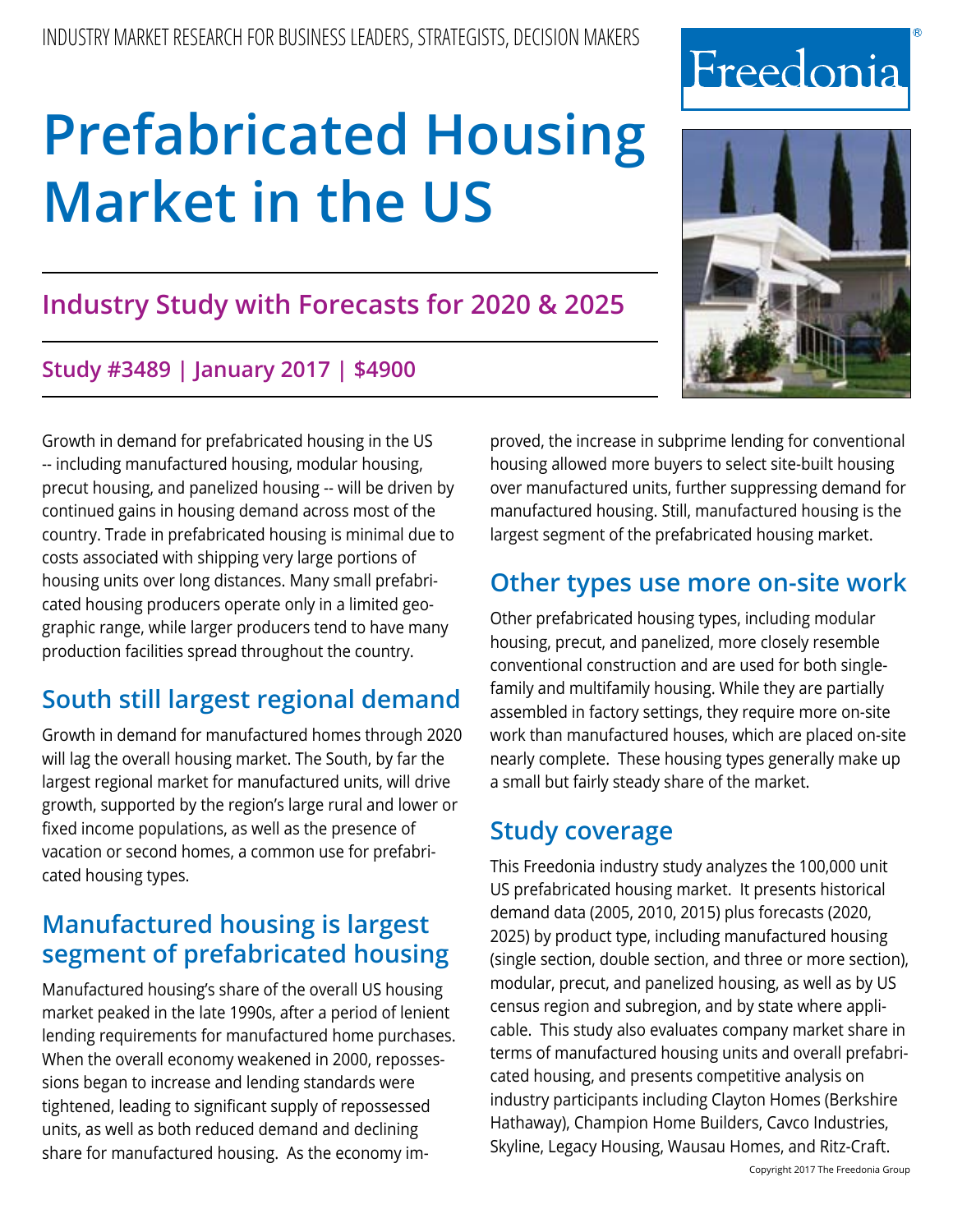INDUSTRY MARKET RESEARCH FOR BUSINESS LEADERS, STRATEGISTS, DECISION MAKERS

Freedonia

# Prefabricated Housing Market in the US

## Industry Study with Forecasts for 2020 & 2025

### Study #3489 | January 2017 | $4900

Growth in demand for prefabricated housing in the US -- including manufactured housing, modular housing, precut housing, and panelized housing -- will be driven by continued gains in housing demand across most of the country. Trade in prefabricated housing is minimal due to costs associated with shipping very large portions of housing units over long distances. Many small prefabricated housing producers operate only in a limited geographic range, while larger producers tend to have many production facilities spread throughout the country.

## South still largest regional demand

Growth in demand for manufactured homes through 2020 will lag the overall housing market. The South, by far the largest regional market for manufactured units, will drive growth, supported by the region's large rural and lower or fixed income populations, as well as the presence of vacation or second homes, a common use for prefabricated housing types.

## Manufactured housing is largest segment of prefabricated housing

Manufactured housing's share of the overall US housing market peaked in the late 1990s, after a period of lenient lending requirements for manufactured home purchases. When the overall economy weakened in 2000, repossessions began to increase and lending standards were tightened, leading to significant supply of repossessed units, as well as both reduced demand and declining share for manufactured housing. As the economy improved, the increase in subprime lending for conventional housing allowed more buyers to select site-built housing over manufactured units, further suppressing demand for manufactured housing. Still, manufactured housing is the largest segment of the prefabricated housing market.

## Other types use more on-site work

Other prefabricated housing types, including modular housing, precut, and panelized, more closely resemble conventional construction and are used for both single-family and multifamily housing. While they are partially assembled in factory settings, they require more on-site work than manufactured houses, which are placed on-site nearly complete. These housing types generally make up a small but fairly steady share of the market.

## Study coverage

This Freedonia industry study analyzes the 100,000 unit US prefabricated housing market. It presents historical demand data (2005, 2010, 2015) plus forecasts (2020, 2025) by product type, including manufactured housing (single section, double section, and three or more section), modular, precut, and panelized housing, as well as by US census region and subregion, and by state where applicable. This study also evaluates company market share in terms of manufactured housing units and overall prefabricated housing, and presents competitive analysis on industry participants including Clayton Homes (Berkshire Hathaway), Champion Home Builders, Cavco Industries, Skyline, Legacy Housing, Wausau Homes, and Ritz-Craft.

Copyright 2017 The Freedonia Group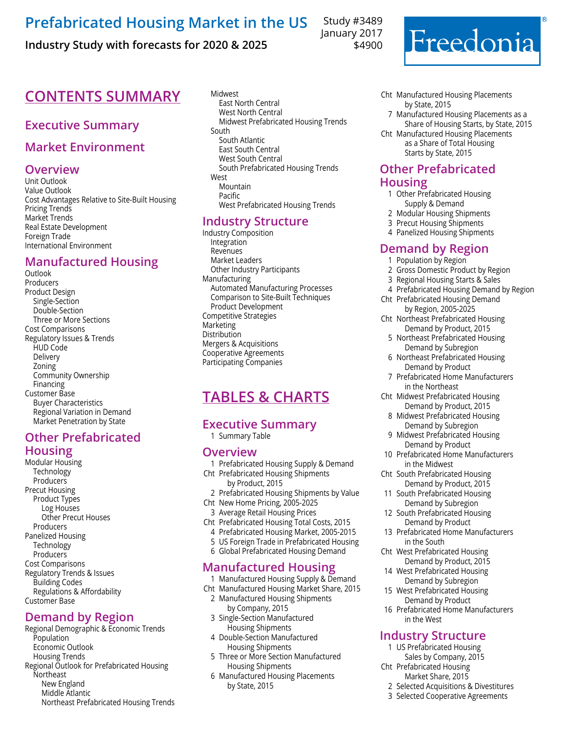# Prefabricated Housing Market in the US

**Industry Study with forecasts for 2020 & 2025**

Study #3489
January 2017
$4900

Freedonia®

## CONTENTS SUMMARY

### Executive Summary

### Market Environment

### Overview

- Unit Outlook
- Value Outlook
- Cost Advantages Relative to Site-Built Housing
- Pricing Trends
- Market Trends
- Real Estate Development
- Foreign Trade
- International Environment

### Manufactured Housing

- Outlook
- Producers
- Product Design
  - Single-Section
  - Double-Section
  - Three or More Sections
- Cost Comparisons
- Regulatory Issues & Trends
  - HUD Code
  - Delivery
  - Zoning
  - Community Ownership
  - Financing
- Customer Base
  - Buyer Characteristics
  - Regional Variation in Demand
  - Market Penetration by State

### Other Prefabricated Housing

- Modular Housing
  - Technology
  - Producers
- Precut Housing
  - Product Types
    - Log Houses
    - Other Precut Houses
  - Producers
- Panelized Housing
  - Technology
  - Producers
- Cost Comparisons
- Regulatory Trends & Issues
  - Building Codes
  - Regulations & Affordability
- Customer Base

### Demand by Region

- Regional Demographic & Economic Trends
  - Population
  - Economic Outlook
  - Housing Trends
- Regional Outlook for Prefabricated Housing
  - Northeast
    - New England
    - Middle Atlantic
    - Northeast Prefabricated Housing Trends
  - Midwest
    - East North Central
    - West North Central
    - Midwest Prefabricated Housing Trends
  - South
    - South Atlantic
    - East South Central
    - West South Central
    - South Prefabricated Housing Trends
  - West
    - Mountain
    - Pacific
    - West Prefabricated Housing Trends

### Industry Structure

- Industry Composition
  - Integration
  - Revenues
  - Market Leaders
  - Other Industry Participants
- Manufacturing
  - Automated Manufacturing Processes
  - Comparison to Site-Built Techniques
  - Product Development
- Competitive Strategies
- Marketing
- Distribution
- Mergers & Acquisitions
- Cooperative Agreements
- Participating Companies

## TABLES & CHARTS

### Executive Summary

1 Summary Table

### Overview

1 Prefabricated Housing Supply & Demand
Cht Prefabricated Housing Shipments by Product, 2015
2 Prefabricated Housing Shipments by Value
Cht New Home Pricing, 2005-2025
3 Average Retail Housing Prices
Cht Prefabricated Housing Total Costs, 2015
4 Prefabricated Housing Market, 2005-2015
5 US Foreign Trade in Prefabricated Housing
6 Global Prefabricated Housing Demand

### Manufactured Housing

1 Manufactured Housing Supply & Demand
Cht Manufactured Housing Market Share, 2015
2 Manufactured Housing Shipments by Company, 2015
3 Single-Section Manufactured Housing Shipments
4 Double-Section Manufactured Housing Shipments
5 Three or More Section Manufactured Housing Shipments
6 Manufactured Housing Placements by State, 2015
Cht Manufactured Housing Placements by State, 2015
7 Manufactured Housing Placements as a Share of Housing Starts, by State, 2015
Cht Manufactured Housing Placements as a Share of Total Housing Starts by State, 2015

### Other Prefabricated Housing

1 Other Prefabricated Housing Supply & Demand
2 Modular Housing Shipments
3 Precut Housing Shipments
4 Panelized Housing Shipments

### Demand by Region

1 Population by Region
2 Gross Domestic Product by Region
3 Regional Housing Starts & Sales
4 Prefabricated Housing Demand by Region
Cht Prefabricated Housing Demand by Region, 2005-2025
Cht Northeast Prefabricated Housing Demand by Product, 2015
5 Northeast Prefabricated Housing Demand by Subregion
6 Northeast Prefabricated Housing Demand by Product
7 Prefabricated Home Manufacturers in the Northeast
Cht Midwest Prefabricated Housing Demand by Product, 2015
8 Midwest Prefabricated Housing Demand by Subregion
9 Midwest Prefabricated Housing Demand by Product
10 Prefabricated Home Manufacturers in the Midwest
Cht South Prefabricated Housing Demand by Product, 2015
11 South Prefabricated Housing Demand by Subregion
12 South Prefabricated Housing Demand by Product
13 Prefabricated Home Manufacturers in the South
Cht West Prefabricated Housing Demand by Product, 2015
14 West Prefabricated Housing Demand by Subregion
15 West Prefabricated Housing Demand by Product
16 Prefabricated Home Manufacturers in the West

### Industry Structure

1 US Prefabricated Housing Sales by Company, 2015
Cht Prefabricated Housing Market Share, 2015
2 Selected Acquisitions & Divestitures
3 Selected Cooperative Agreements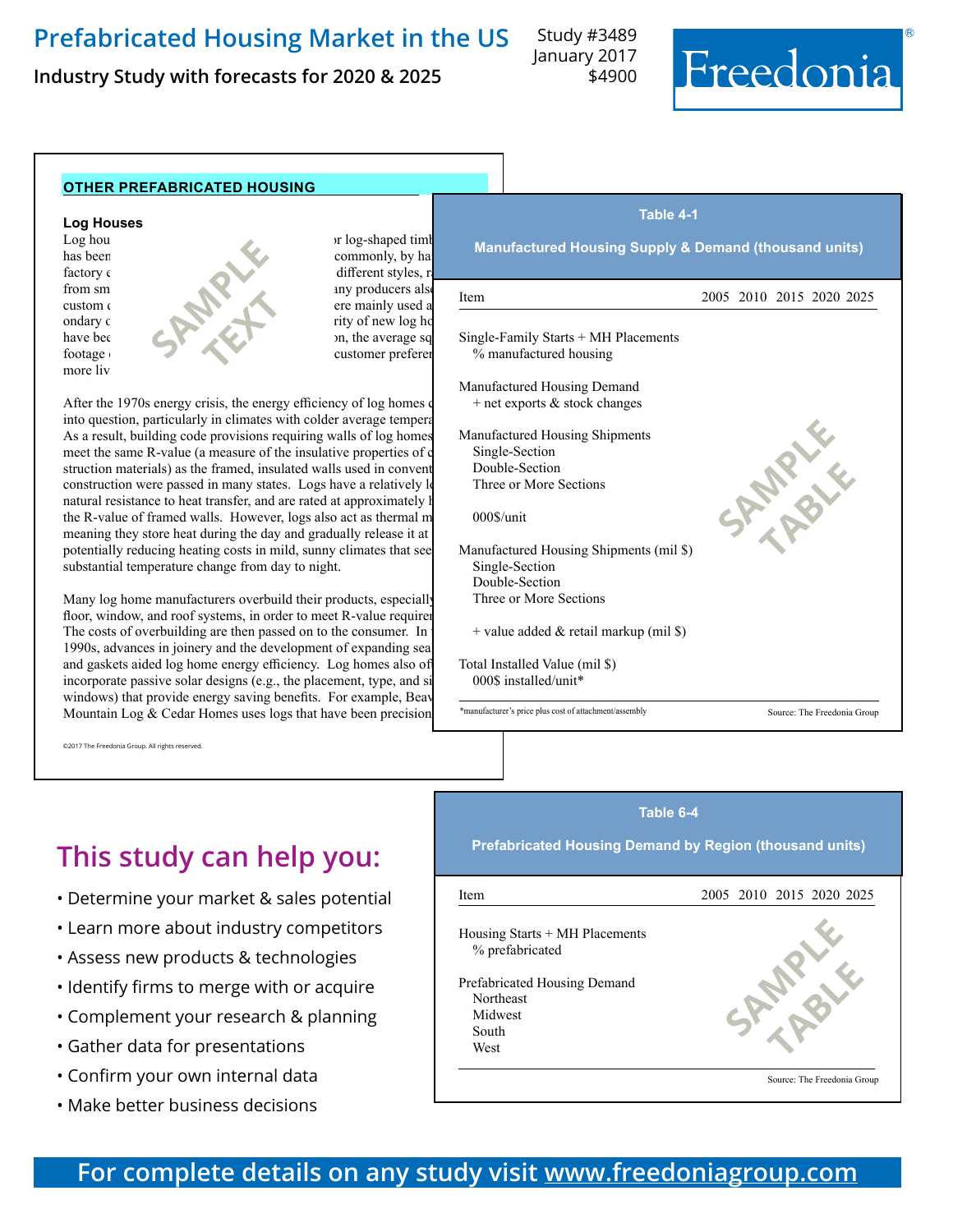# Prefabricated Housing Market in the US

**Industry Study with forecasts for 2020 & 2025**

Study #3489
January 2017
$4900

Freedonia

## OTHER PREFABRICATED HOUSING

### Log Houses

Log hou... or log-shaped timb... has been... commonly, by ha... factory ... different styles, r... from sm... any producers also... custom ... ere mainly used a... ondary ... rity of new log ho... have bee... on, the average sq... footage ... customer prefere... more liv...

SAMPLE TEXT

After the 1970s energy crisis, the energy efficiency of log homes c... into question, particularly in climates with colder average tempera... As a result, building code provisions requiring walls of log homes... meet the same R-value (a measure of the insulative properties of c... struction materials) as the framed, insulated walls used in convent... construction were passed in many states. Logs have a relatively lo... natural resistance to heat transfer, and are rated at approximately h... the R-value of framed walls. However, logs also act as thermal m... meaning they store heat during the day and gradually release it at... potentially reducing heating costs in mild, sunny climates that see... substantial temperature change from day to night.

Many log home manufacturers overbuild their products, especially... floor, window, and roof systems, in order to meet R-value requirem... The costs of overbuilding are then passed on to the consumer. In t... 1990s, advances in joinery and the development of expanding sea... and gaskets aided log home energy efficiency. Log homes also off... incorporate passive solar designs (e.g., the placement, type, and si... windows) that provide energy saving benefits. For example, Beav... Mountain Log & Cedar Homes uses logs that have been precision...

©2017 The Freedonia Group. All rights reserved.

**Table 4-1**

**Manufactured Housing Supply & Demand (thousand units)**

| Item | 2005 | 2010 | 2015 | 2020 | 2025 |
|---|---|---|---|---|---|
| Single-Family Starts + MH Placements | | | | | |
| % manufactured housing | | | | | |
| Manufactured Housing Demand | | | | | |
| + net exports & stock changes | | | | | |
| Manufactured Housing Shipments | | | | | |
| Single-Section | | | | | |
| Double-Section | | | | | |
| Three or More Sections | | | | | |
| 000$/unit | | | | | |
| Manufactured Housing Shipments (mil $) | | | | | |
| Single-Section | | | | | |
| Double-Section | | | | | |
| Three or More Sections | | | | | |
| + value added & retail markup (mil $) | | | | | |
| Total Installed Value (mil $) | | | | | |
| 000$ installed/unit* | | | | | |

SAMPLE TABLE

*manufacturer's price plus cost of attachment/assembly

Source: The Freedonia Group

**Table 6-4**

**Prefabricated Housing Demand by Region (thousand units)**

| Item | 2005 | 2010 | 2015 | 2020 | 2025 |
|---|---|---|---|---|---|
| Housing Starts + MH Placements | | | | | |
| % prefabricated | | | | | |
| Prefabricated Housing Demand | | | | | |
| Northeast | | | | | |
| Midwest | | | | | |
| South | | | | | |
| West | | | | | |

SAMPLE TABLE

Source: The Freedonia Group

## This study can help you:

- Determine your market & sales potential
- Learn more about industry competitors
- Assess new products & technologies
- Identify firms to merge with or acquire
- Complement your research & planning
- Gather data for presentations
- Confirm your own internal data
- Make better business decisions

**For complete details on any study visit www.freedoniagroup.com**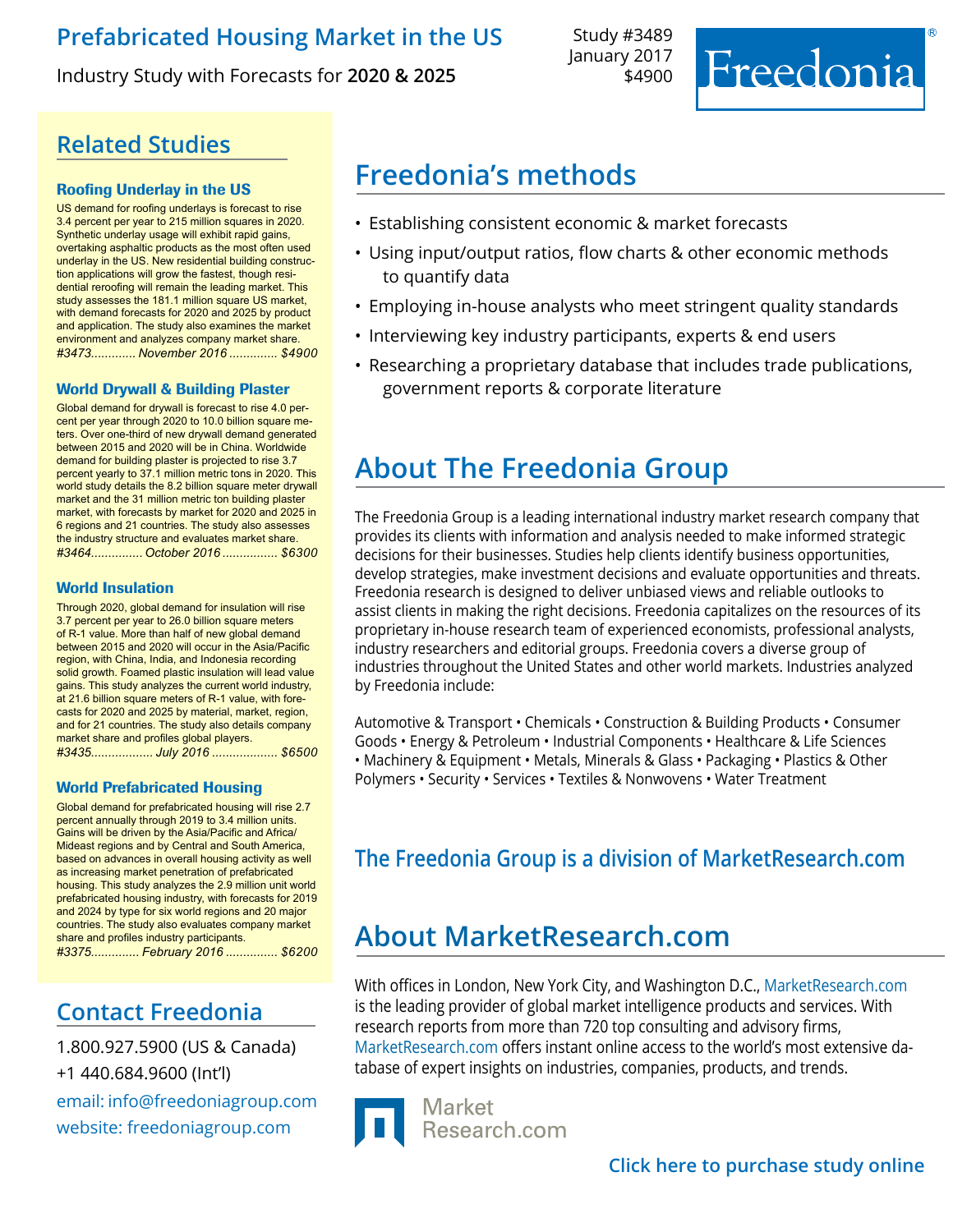# Prefabricated Housing Market in the US

Industry Study with Forecasts for **2020 & 2025**

Study #3489
January 2017
$4900

Freedonia®

## Related Studies

### Roofing Underlay in the US

US demand for roofing underlays is forecast to rise 3.4 percent per year to 215 million squares in 2020. Synthetic underlay usage will exhibit rapid gains, overtaking asphaltic products as the most often used underlay in the US. New residential building construction applications will grow the fastest, though residential reroofing will remain the leading market. This study assesses the 181.1 million square US market, with demand forecasts for 2020 and 2025 by product and application. The study also examines the market environment and analyzes company market share.

*#3473............. November 2016 .............. $4900*

### World Drywall & Building Plaster

Global demand for drywall is forecast to rise 4.0 percent per year through 2020 to 10.0 billion square meters. Over one-third of new drywall demand generated between 2015 and 2020 will be in China. Worldwide demand for building plaster is projected to rise 3.7 percent yearly to 37.1 million metric tons in 2020. This world study details the 8.2 billion square meter drywall market and the 31 million metric ton building plaster market, with forecasts by market for 2020 and 2025 in 6 regions and 21 countries. The study also assesses the industry structure and evaluates market share.

*#3464............... October 2016 ................ $6300*

### World Insulation

Through 2020, global demand for insulation will rise 3.7 percent per year to 26.0 billion square meters of R-1 value. More than half of new global demand between 2015 and 2020 will occur in the Asia/Pacific region, with China, India, and Indonesia recording solid growth. Foamed plastic insulation will lead value gains. This study analyzes the current world industry, at 21.6 billion square meters of R-1 value, with forecasts for 2020 and 2025 by material, market, region, and for 21 countries. The study also details company market share and profiles global players.

*#3435.................. July 2016 ................... $6500*

### World Prefabricated Housing

Global demand for prefabricated housing will rise 2.7 percent annually through 2019 to 3.4 million units. Gains will be driven by the Asia/Pacific and Africa/Mideast regions and by Central and South America, based on advances in overall housing activity as well as increasing market penetration of prefabricated housing. This study analyzes the 2.9 million unit world prefabricated housing industry, with forecasts for 2019 and 2024 by type for six world regions and 20 major countries. The study also evaluates company market share and profiles industry participants.

*#3375.............. February 2016 ............... $6200*

## Contact Freedonia

1.800.927.5900 (US & Canada)
+1 440.684.9600 (Int'l)
email: info@freedoniagroup.com
website: freedoniagroup.com

## Freedonia's methods

- Establishing consistent economic & market forecasts
- Using input/output ratios, flow charts & other economic methods to quantify data
- Employing in-house analysts who meet stringent quality standards
- Interviewing key industry participants, experts & end users
- Researching a proprietary database that includes trade publications, government reports & corporate literature

## About The Freedonia Group

The Freedonia Group is a leading international industry market research company that provides its clients with information and analysis needed to make informed strategic decisions for their businesses. Studies help clients identify business opportunities, develop strategies, make investment decisions and evaluate opportunities and threats. Freedonia research is designed to deliver unbiased views and reliable outlooks to assist clients in making the right decisions. Freedonia capitalizes on the resources of its proprietary in-house research team of experienced economists, professional analysts, industry researchers and editorial groups. Freedonia covers a diverse group of industries throughout the United States and other world markets. Industries analyzed by Freedonia include:

Automotive & Transport • Chemicals • Construction & Building Products • Consumer Goods • Energy & Petroleum • Industrial Components • Healthcare & Life Sciences • Machinery & Equipment • Metals, Minerals & Glass • Packaging • Plastics & Other Polymers • Security • Services • Textiles & Nonwovens • Water Treatment

### The Freedonia Group is a division of MarketResearch.com

## About MarketResearch.com

With offices in London, New York City, and Washington D.C., MarketResearch.com is the leading provider of global market intelligence products and services. With research reports from more than 720 top consulting and advisory firms, MarketResearch.com offers instant online access to the world's most extensive database of expert insights on industries, companies, products, and trends.

Market Research.com

Click here to purchase study online